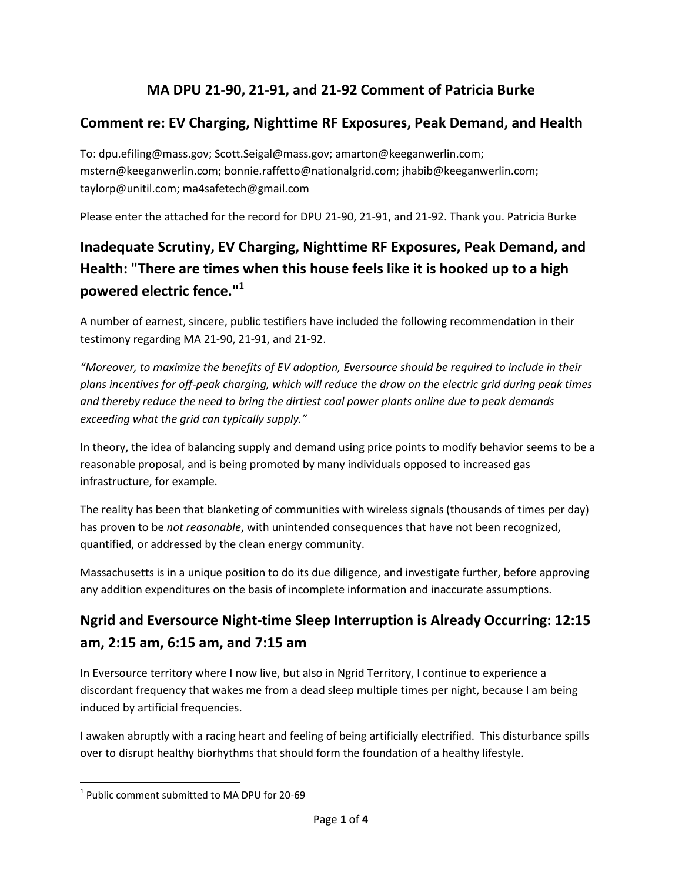# MA DPU 21-90, 21-91, and 21-92 Comment of Patricia Burke

## Comment re: EV Charging, Nighttime RF Exposures, Peak Demand, and Health

To: dpu.efiling@mass.gov; Scott.Seigal@mass.gov; amarton@keeganwerlin.com; mstern@keeganwerlin.com; bonnie.raffetto@nationalgrid.com; jhabib@keeganwerlin.com; taylorp@unitil.com; ma4safetech@gmail.com

Please enter the attached for the record for DPU 21-90, 21-91, and 21-92. Thank you. Patricia Burke

## Inadequate Scrutiny, EV Charging, Nighttime RF Exposures, Peak Demand, and Health: "There are times when this house feels like it is hooked up to a high powered electric fence."[1]

A number of earnest, sincere, public testifiers have included the following recommendation in their testimony regarding MA 21-90, 21-91, and 21-92.

*"Moreover, to maximize the benefits of EV adoption, Eversource should be required to include in their plans incentives for off-peak charging, which will reduce the draw on the electric grid during peak times and thereby reduce the need to bring the dirtiest coal power plants online due to peak demands exceeding what the grid can typically supply."*

In theory, the idea of balancing supply and demand using price points to modify behavior seems to be a reasonable proposal, and is being promoted by many individuals opposed to increased gas infrastructure, for example.

The reality has been that blanketing of communities with wireless signals (thousands of times per day) has proven to be *not reasonable*, with unintended consequences that have not been recognized, quantified, or addressed by the clean energy community.

Massachusetts is in a unique position to do its due diligence, and investigate further, before approving any addition expenditures on the basis of incomplete information and inaccurate assumptions.

## Ngrid and Eversource Night-time Sleep Interruption is Already Occurring: 12:15 am, 2:15 am, 6:15 am, and 7:15 am

In Eversource territory where I now live, but also in Ngrid Territory, I continue to experience a discordant frequency that wakes me from a dead sleep multiple times per night, because I am being induced by artificial frequencies.

I awaken abruptly with a racing heart and feeling of being artificially electrified. This disturbance spills over to disrupt healthy biorhythms that should form the foundation of a healthy lifestyle.

[1] Public comment submitted to MA DPU for 20-69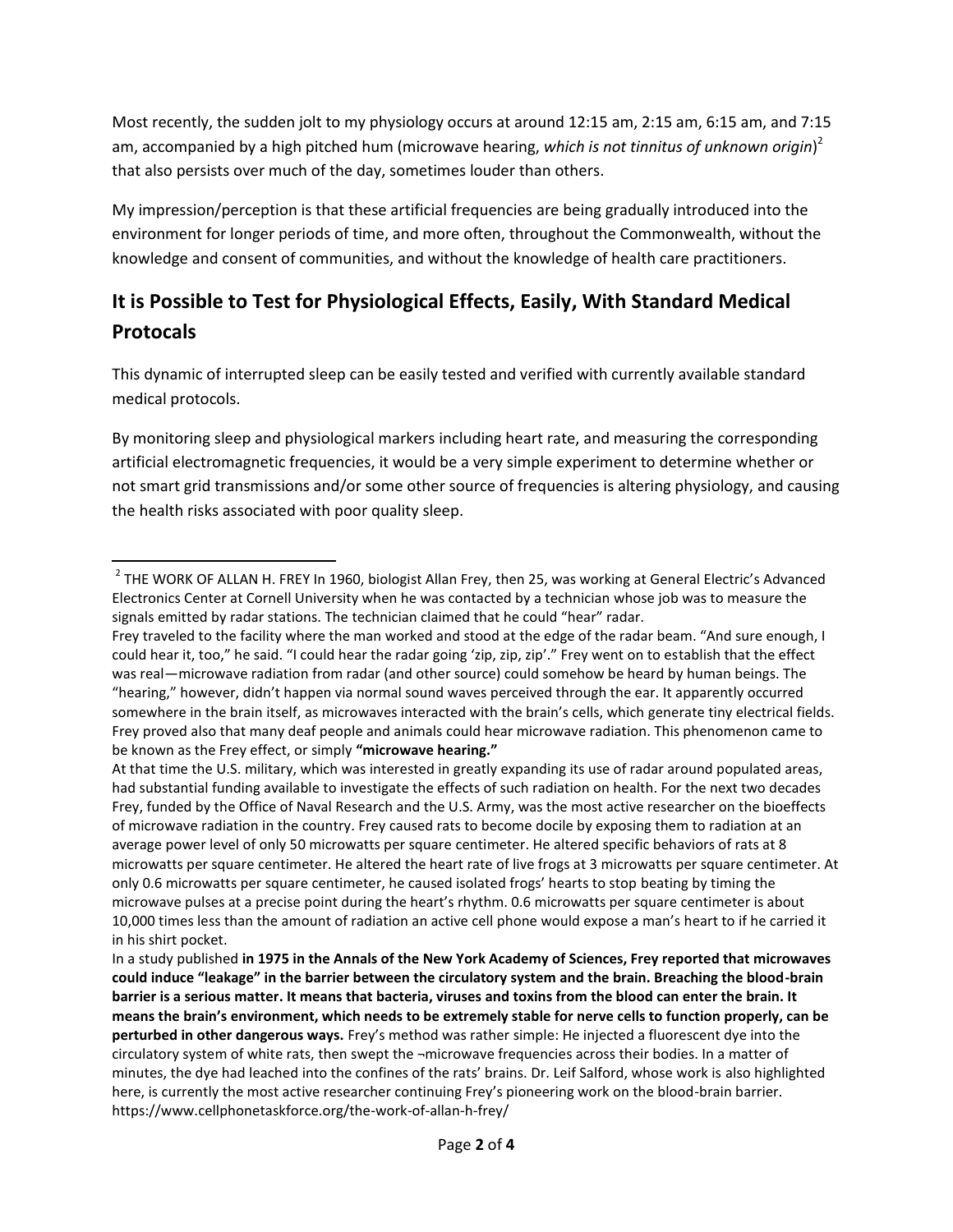Most recently, the sudden jolt to my physiology occurs at around 12:15 am, 2:15 am, 6:15 am, and 7:15 am, accompanied by a high pitched hum (microwave hearing, *which is not tinnitus of unknown origin*)[2] that also persists over much of the day, sometimes louder than others.

My impression/perception is that these artificial frequencies are being gradually introduced into the environment for longer periods of time, and more often, throughout the Commonwealth, without the knowledge and consent of communities, and without the knowledge of health care practitioners.

## It is Possible to Test for Physiological Effects, Easily, With Standard Medical Protocals

This dynamic of interrupted sleep can be easily tested and verified with currently available standard medical protocols.

By monitoring sleep and physiological markers including heart rate, and measuring the corresponding artificial electromagnetic frequencies, it would be a very simple experiment to determine whether or not smart grid transmissions and/or some other source of frequencies is altering physiology, and causing the health risks associated with poor quality sleep.

---

[2] THE WORK OF ALLAN H. FREY In 1960, biologist Allan Frey, then 25, was working at General Electric's Advanced Electronics Center at Cornell University when he was contacted by a technician whose job was to measure the signals emitted by radar stations. The technician claimed that he could "hear" radar.

Frey traveled to the facility where the man worked and stood at the edge of the radar beam. "And sure enough, I could hear it, too," he said. "I could hear the radar going 'zip, zip, zip'." Frey went on to establish that the effect was real—microwave radiation from radar (and other source) could somehow be heard by human beings. The "hearing," however, didn't happen via normal sound waves perceived through the ear. It apparently occurred somewhere in the brain itself, as microwaves interacted with the brain's cells, which generate tiny electrical fields. Frey proved also that many deaf people and animals could hear microwave radiation. This phenomenon came to be known as the Frey effect, or simply **"microwave hearing."**

At that time the U.S. military, which was interested in greatly expanding its use of radar around populated areas, had substantial funding available to investigate the effects of such radiation on health. For the next two decades Frey, funded by the Office of Naval Research and the U.S. Army, was the most active researcher on the bioeffects of microwave radiation in the country. Frey caused rats to become docile by exposing them to radiation at an average power level of only 50 microwatts per square centimeter. He altered specific behaviors of rats at 8 microwatts per square centimeter. He altered the heart rate of live frogs at 3 microwatts per square centimeter. At only 0.6 microwatts per square centimeter, he caused isolated frogs' hearts to stop beating by timing the microwave pulses at a precise point during the heart's rhythm. 0.6 microwatts per square centimeter is about 10,000 times less than the amount of radiation an active cell phone would expose a man's heart to if he carried it in his shirt pocket.

In a study published **in 1975 in the Annals of the New York Academy of Sciences, Frey reported that microwaves could induce "leakage" in the barrier between the circulatory system and the brain. Breaching the blood-brain barrier is a serious matter. It means that bacteria, viruses and toxins from the blood can enter the brain. It means the brain's environment, which needs to be extremely stable for nerve cells to function properly, can be perturbed in other dangerous ways.** Frey's method was rather simple: He injected a fluorescent dye into the circulatory system of white rats, then swept the ¬microwave frequencies across their bodies. In a matter of minutes, the dye had leached into the confines of the rats' brains. Dr. Leif Salford, whose work is also highlighted here, is currently the most active researcher continuing Frey's pioneering work on the blood-brain barrier. https://www.cellphonetaskforce.org/the-work-of-allan-h-frey/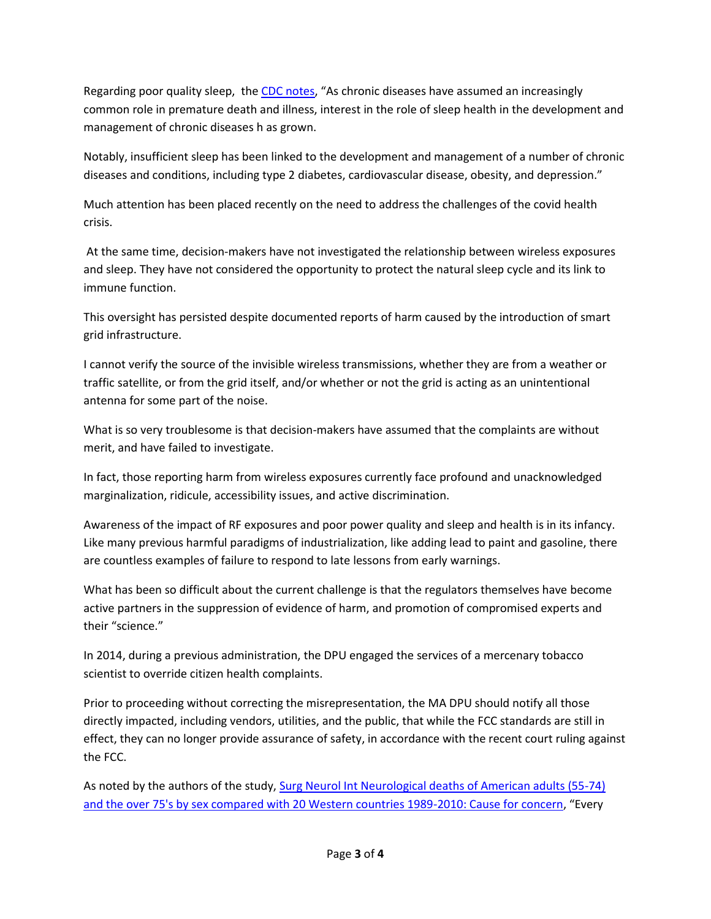Regarding poor quality sleep, the [CDC notes](), "As chronic diseases have assumed an increasingly common role in premature death and illness, interest in the role of sleep health in the development and management of chronic diseases h as grown.

Notably, insufficient sleep has been linked to the development and management of a number of chronic diseases and conditions, including type 2 diabetes, cardiovascular disease, obesity, and depression."

Much attention has been placed recently on the need to address the challenges of the covid health crisis.

At the same time, decision-makers have not investigated the relationship between wireless exposures and sleep. They have not considered the opportunity to protect the natural sleep cycle and its link to immune function.

This oversight has persisted despite documented reports of harm caused by the introduction of smart grid infrastructure.

I cannot verify the source of the invisible wireless transmissions, whether they are from a weather or traffic satellite, or from the grid itself, and/or whether or not the grid is acting as an unintentional antenna for some part of the noise.

What is so very troublesome is that decision-makers have assumed that the complaints are without merit, and have failed to investigate.

In fact, those reporting harm from wireless exposures currently face profound and unacknowledged marginalization, ridicule, accessibility issues, and active discrimination.

Awareness of the impact of RF exposures and poor power quality and sleep and health is in its infancy. Like many previous harmful paradigms of industrialization, like adding lead to paint and gasoline, there are countless examples of failure to respond to late lessons from early warnings.

What has been so difficult about the current challenge is that the regulators themselves have become active partners in the suppression of evidence of harm, and promotion of compromised experts and their "science."

In 2014, during a previous administration, the DPU engaged the services of a mercenary tobacco scientist to override citizen health complaints.

Prior to proceeding without correcting the misrepresentation, the MA DPU should notify all those directly impacted, including vendors, utilities, and the public, that while the FCC standards are still in effect, they can no longer provide assurance of safety, in accordance with the recent court ruling against the FCC.

As noted by the authors of the study, [Surg Neurol Int Neurological deaths of American adults (55-74) and the over 75's by sex compared with 20 Western countries 1989-2010: Cause for concern](), "Every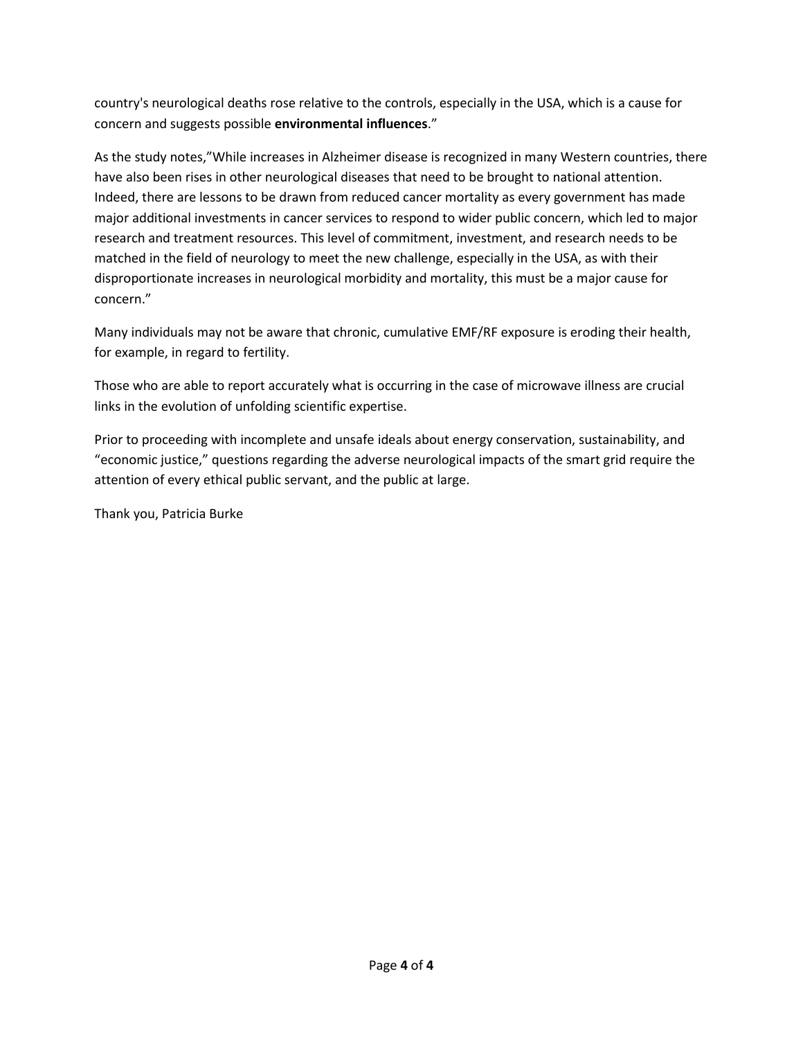country's neurological deaths rose relative to the controls, especially in the USA, which is a cause for concern and suggests possible **environmental influences**."

As the study notes,"While increases in Alzheimer disease is recognized in many Western countries, there have also been rises in other neurological diseases that need to be brought to national attention. Indeed, there are lessons to be drawn from reduced cancer mortality as every government has made major additional investments in cancer services to respond to wider public concern, which led to major research and treatment resources. This level of commitment, investment, and research needs to be matched in the field of neurology to meet the new challenge, especially in the USA, as with their disproportionate increases in neurological morbidity and mortality, this must be a major cause for concern."

Many individuals may not be aware that chronic, cumulative EMF/RF exposure is eroding their health, for example, in regard to fertility.

Those who are able to report accurately what is occurring in the case of microwave illness are crucial links in the evolution of unfolding scientific expertise.

Prior to proceeding with incomplete and unsafe ideals about energy conservation, sustainability, and "economic justice," questions regarding the adverse neurological impacts of the smart grid require the attention of every ethical public servant, and the public at large.

Thank you, Patricia Burke